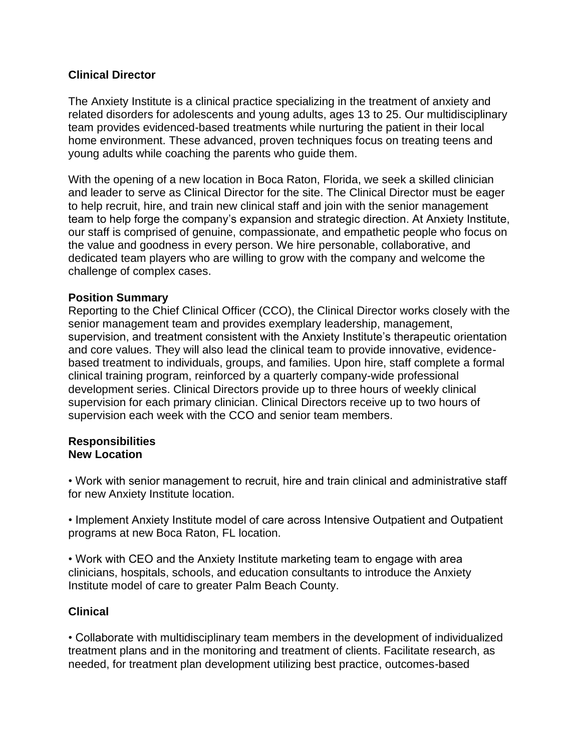**Clinical Director**

The Anxiety Institute is a clinical practice specializing in the treatment of anxiety and related disorders for adolescents and young adults, ages 13 to 25. Our multidisciplinary team provides evidenced-based treatments while nurturing the patient in their local home environment. These advanced, proven techniques focus on treating teens and young adults while coaching the parents who guide them.

With the opening of a new location in Boca Raton, Florida, we seek a skilled clinician and leader to serve as Clinical Director for the site. The Clinical Director must be eager to help recruit, hire, and train new clinical staff and join with the senior management team to help forge the company's expansion and strategic direction. At Anxiety Institute, our staff is comprised of genuine, compassionate, and empathetic people who focus on the value and goodness in every person. We hire personable, collaborative, and dedicated team players who are willing to grow with the company and welcome the challenge of complex cases.

**Position Summary**

Reporting to the Chief Clinical Officer (CCO), the Clinical Director works closely with the senior management team and provides exemplary leadership, management, supervision, and treatment consistent with the Anxiety Institute's therapeutic orientation and core values. They will also lead the clinical team to provide innovative, evidence-based treatment to individuals, groups, and families. Upon hire, staff complete a formal clinical training program, reinforced by a quarterly company-wide professional development series. Clinical Directors provide up to three hours of weekly clinical supervision for each primary clinician. Clinical Directors receive up to two hours of supervision each week with the CCO and senior team members.

**Responsibilities**

**New Location**

- Work with senior management to recruit, hire and train clinical and administrative staff for new Anxiety Institute location.

- Implement Anxiety Institute model of care across Intensive Outpatient and Outpatient programs at new Boca Raton, FL location.

- Work with CEO and the Anxiety Institute marketing team to engage with area clinicians, hospitals, schools, and education consultants to introduce the Anxiety Institute model of care to greater Palm Beach County.

**Clinical**

- Collaborate with multidisciplinary team members in the development of individualized treatment plans and in the monitoring and treatment of clients. Facilitate research, as needed, for treatment plan development utilizing best practice, outcomes-based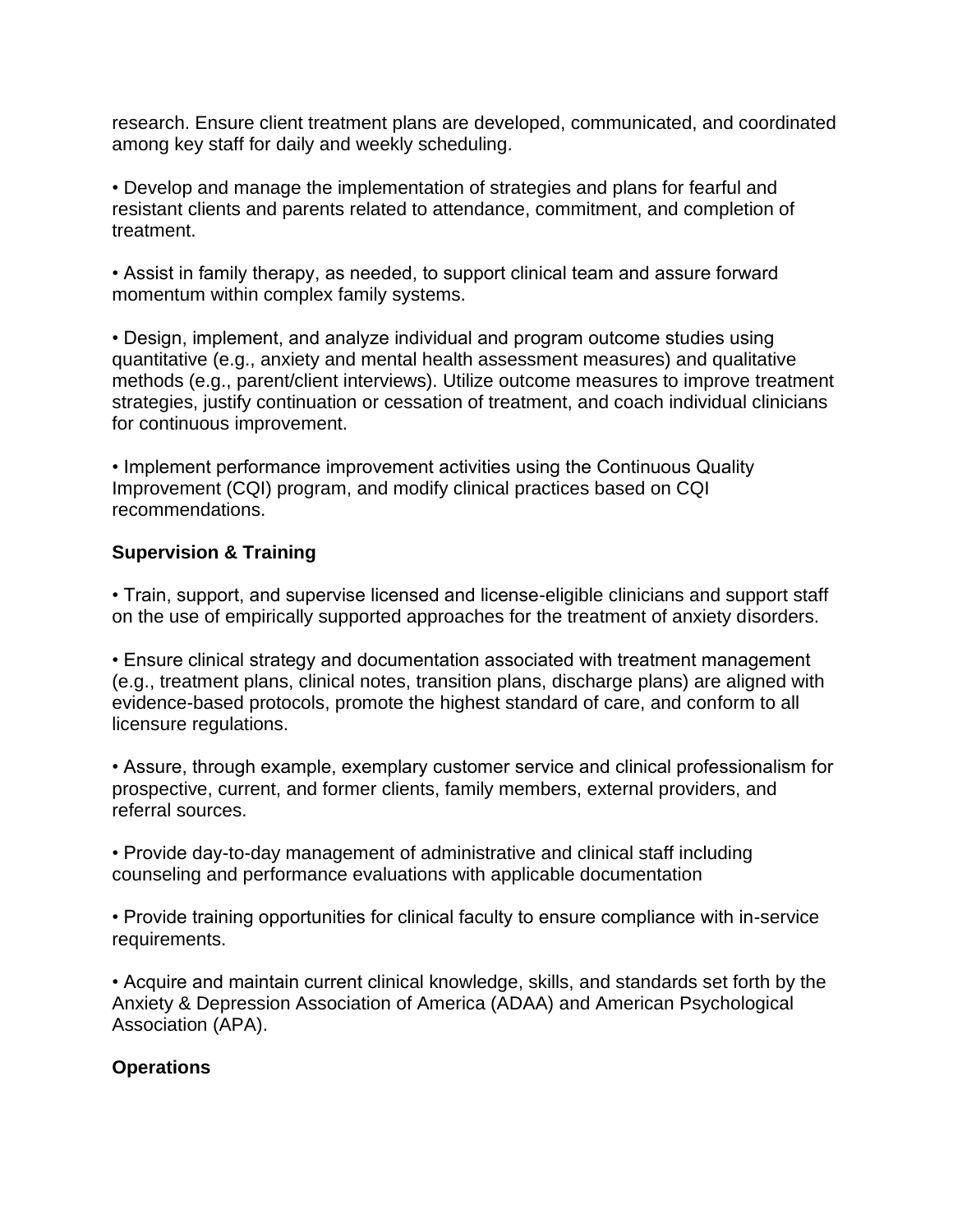research. Ensure client treatment plans are developed, communicated, and coordinated among key staff for daily and weekly scheduling.

• Develop and manage the implementation of strategies and plans for fearful and resistant clients and parents related to attendance, commitment, and completion of treatment.

• Assist in family therapy, as needed, to support clinical team and assure forward momentum within complex family systems.

• Design, implement, and analyze individual and program outcome studies using quantitative (e.g., anxiety and mental health assessment measures) and qualitative methods (e.g., parent/client interviews). Utilize outcome measures to improve treatment strategies, justify continuation or cessation of treatment, and coach individual clinicians for continuous improvement.

• Implement performance improvement activities using the Continuous Quality Improvement (CQI) program, and modify clinical practices based on CQI recommendations.

**Supervision & Training**

• Train, support, and supervise licensed and license-eligible clinicians and support staff on the use of empirically supported approaches for the treatment of anxiety disorders.

• Ensure clinical strategy and documentation associated with treatment management (e.g., treatment plans, clinical notes, transition plans, discharge plans) are aligned with evidence-based protocols, promote the highest standard of care, and conform to all licensure regulations.

• Assure, through example, exemplary customer service and clinical professionalism for prospective, current, and former clients, family members, external providers, and referral sources.

• Provide day-to-day management of administrative and clinical staff including counseling and performance evaluations with applicable documentation

• Provide training opportunities for clinical faculty to ensure compliance with in-service requirements.

• Acquire and maintain current clinical knowledge, skills, and standards set forth by the Anxiety & Depression Association of America (ADAA) and American Psychological Association (APA).

**Operations**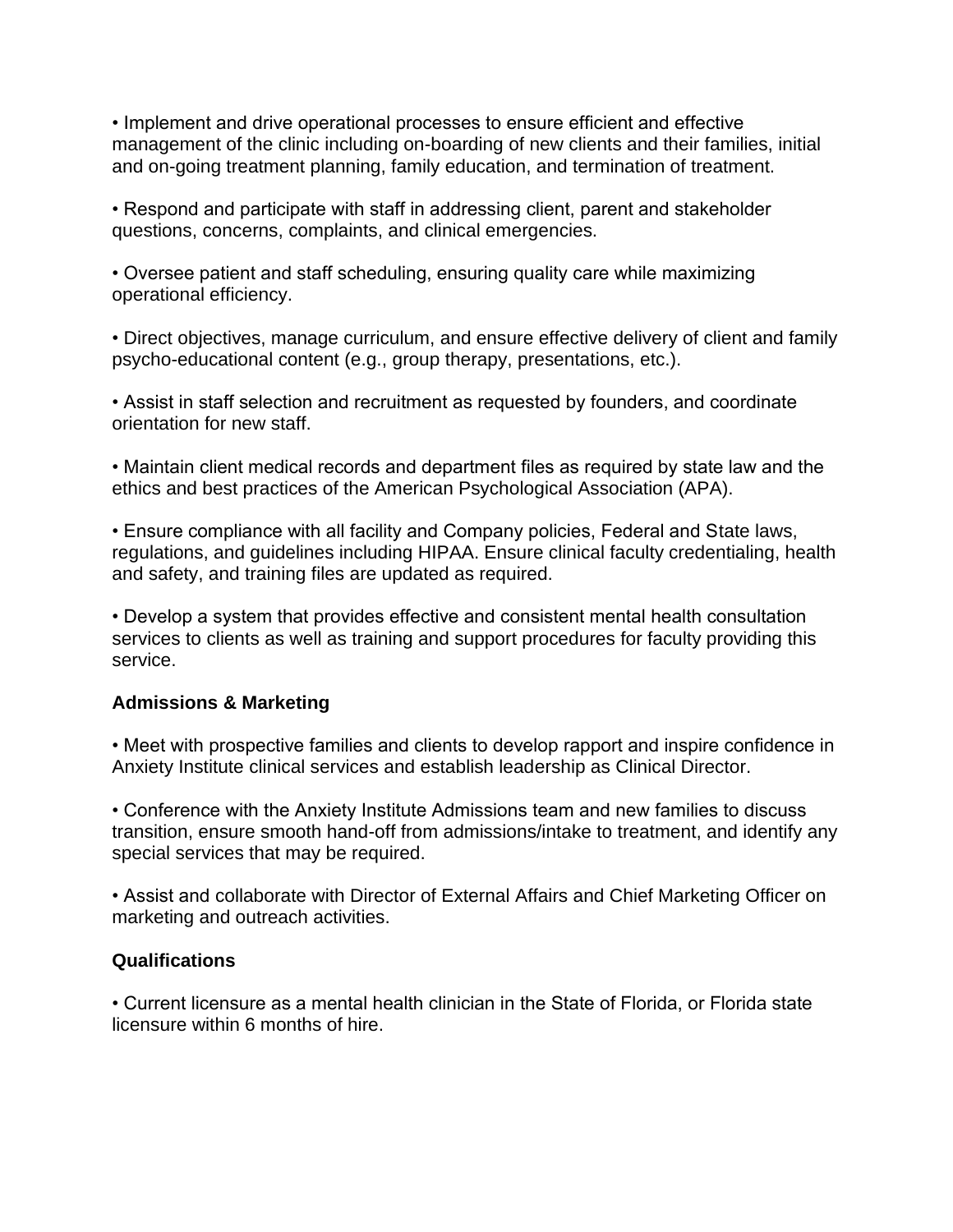- Implement and drive operational processes to ensure efficient and effective management of the clinic including on-boarding of new clients and their families, initial and on-going treatment planning, family education, and termination of treatment.

- Respond and participate with staff in addressing client, parent and stakeholder questions, concerns, complaints, and clinical emergencies.

- Oversee patient and staff scheduling, ensuring quality care while maximizing operational efficiency.

- Direct objectives, manage curriculum, and ensure effective delivery of client and family psycho-educational content (e.g., group therapy, presentations, etc.).

- Assist in staff selection and recruitment as requested by founders, and coordinate orientation for new staff.

- Maintain client medical records and department files as required by state law and the ethics and best practices of the American Psychological Association (APA).

- Ensure compliance with all facility and Company policies, Federal and State laws, regulations, and guidelines including HIPAA. Ensure clinical faculty credentialing, health and safety, and training files are updated as required.

- Develop a system that provides effective and consistent mental health consultation services to clients as well as training and support procedures for faculty providing this service.

**Admissions & Marketing**

- Meet with prospective families and clients to develop rapport and inspire confidence in Anxiety Institute clinical services and establish leadership as Clinical Director.

- Conference with the Anxiety Institute Admissions team and new families to discuss transition, ensure smooth hand-off from admissions/intake to treatment, and identify any special services that may be required.

- Assist and collaborate with Director of External Affairs and Chief Marketing Officer on marketing and outreach activities.

**Qualifications**

- Current licensure as a mental health clinician in the State of Florida, or Florida state licensure within 6 months of hire.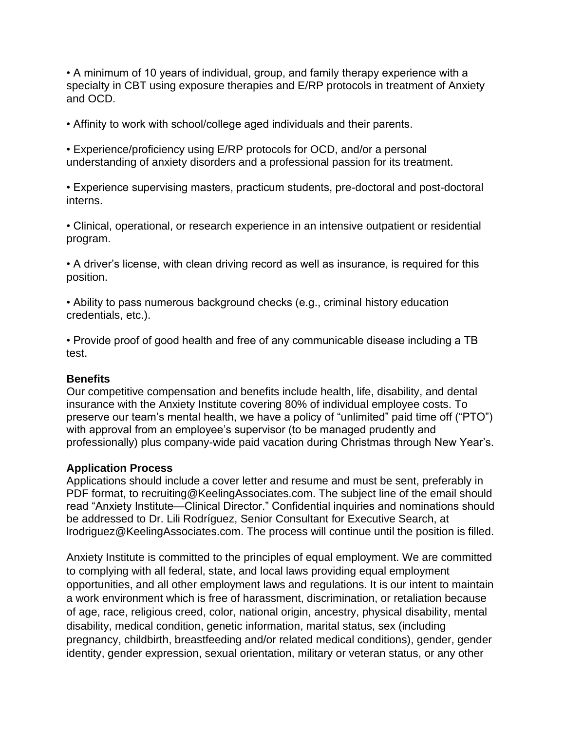- A minimum of 10 years of individual, group, and family therapy experience with a specialty in CBT using exposure therapies and E/RP protocols in treatment of Anxiety and OCD.

- Affinity to work with school/college aged individuals and their parents.

- Experience/proficiency using E/RP protocols for OCD, and/or a personal understanding of anxiety disorders and a professional passion for its treatment.

- Experience supervising masters, practicum students, pre-doctoral and post-doctoral interns.

- Clinical, operational, or research experience in an intensive outpatient or residential program.

- A driver's license, with clean driving record as well as insurance, is required for this position.

- Ability to pass numerous background checks (e.g., criminal history education credentials, etc.).

- Provide proof of good health and free of any communicable disease including a TB test.

**Benefits**

Our competitive compensation and benefits include health, life, disability, and dental insurance with the Anxiety Institute covering 80% of individual employee costs. To preserve our team's mental health, we have a policy of "unlimited" paid time off ("PTO") with approval from an employee's supervisor (to be managed prudently and professionally) plus company-wide paid vacation during Christmas through New Year's.

**Application Process**

Applications should include a cover letter and resume and must be sent, preferably in PDF format, to recruiting@KeelingAssociates.com. The subject line of the email should read "Anxiety Institute—Clinical Director." Confidential inquiries and nominations should be addressed to Dr. Lili Rodríguez, Senior Consultant for Executive Search, at lrodriguez@KeelingAssociates.com. The process will continue until the position is filled.

Anxiety Institute is committed to the principles of equal employment. We are committed to complying with all federal, state, and local laws providing equal employment opportunities, and all other employment laws and regulations. It is our intent to maintain a work environment which is free of harassment, discrimination, or retaliation because of age, race, religious creed, color, national origin, ancestry, physical disability, mental disability, medical condition, genetic information, marital status, sex (including pregnancy, childbirth, breastfeeding and/or related medical conditions), gender, gender identity, gender expression, sexual orientation, military or veteran status, or any other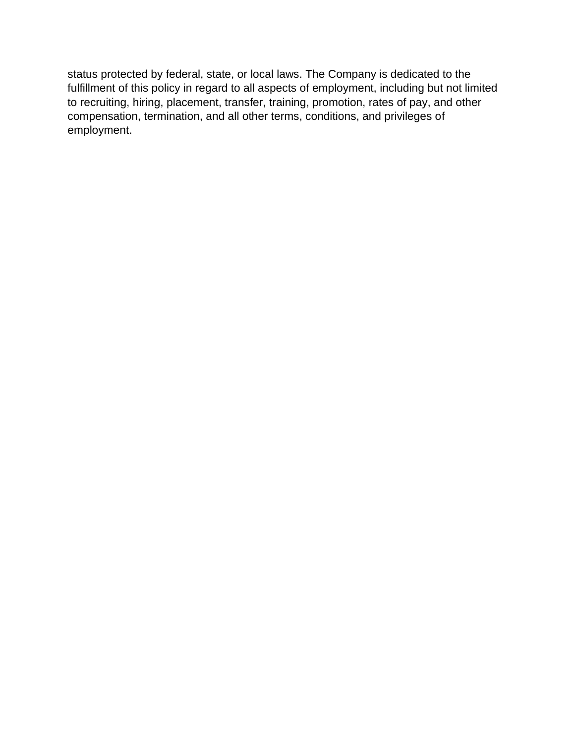status protected by federal, state, or local laws. The Company is dedicated to the fulfillment of this policy in regard to all aspects of employment, including but not limited to recruiting, hiring, placement, transfer, training, promotion, rates of pay, and other compensation, termination, and all other terms, conditions, and privileges of employment.